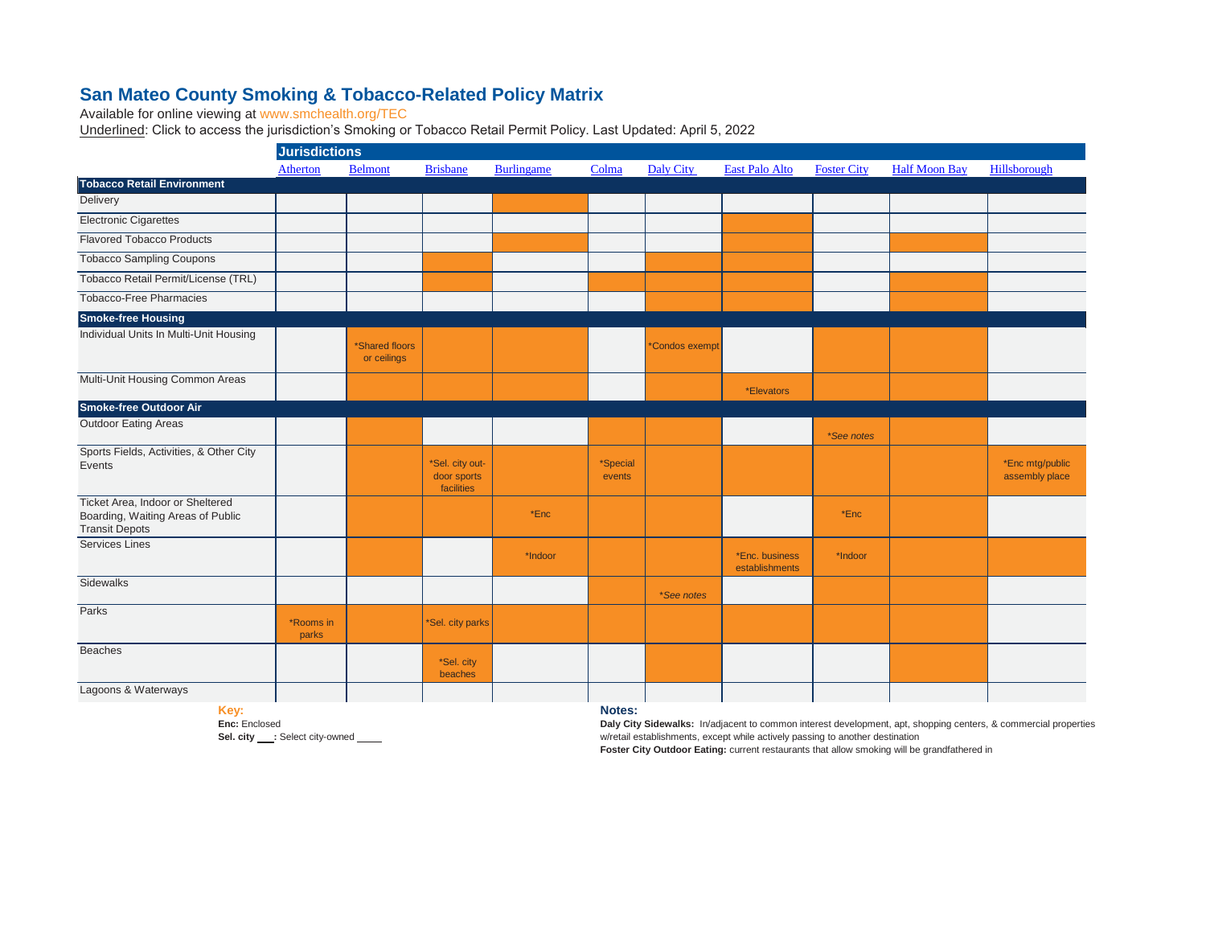# San Mateo County Smoking & Tobacco-Related Policy Matrix

Available for online viewing at www.smchealth.org/TEC

Underlined: Click to access the jurisdiction's Smoking or Tobacco Retail Permit Policy. Last Updated: April 5, 2022

| | Jurisdictions | | | | | | | | | |
|---|---|---|---|---|---|---|---|---|---|---|
| | Atherton | Belmont | Brisbane | Burlingame | Colma | Daly City | East Palo Alto | Foster City | Half Moon Bay | Hillsborough |
| **Tobacco Retail Environment** | | | | | | | | | | |
| Delivery | | | | X | | | | | | |
| Electronic Cigarettes | | | | | | | X | | | |
| Flavored Tobacco Products | | | | X | | | X | | X | |
| Tobacco Sampling Coupons | | | X | | | X | X | | | |
| Tobacco Retail Permit/License (TRL) | | | X | | X | X | X | | X | |
| Tobacco-Free Pharmacies | | | | | | X | X | | X | |
| **Smoke-free Housing** | | | | | | | | | | |
| Individual Units In Multi-Unit Housing | | X *Shared floors or ceilings | X | X | | X *Condos exempt | | X | X | |
| Multi-Unit Housing Common Areas | | X | X | X | | X | X *Elevators | X | X | |
| **Smoke-free Outdoor Air** | | | | | | | | | | |
| Outdoor Eating Areas | | X | | | X | X | | X *See notes | X | |
| Sports Fields, Activities, & Other City Events | | X | X *Sel. city out-door sports facilities | X | X *Special events | X | X | X | X | X *Enc mtg/public assembly place |
| Ticket Area, Indoor or Sheltered Boarding, Waiting Areas of Public Transit Depots | | X | X | X *Enc | X | X | | X *Enc | X | |
| Services Lines | | X | | X *Indoor | X | X | X *Enc. business establishments | X *Indoor | X | X |
| Sidewalks | | | | | X | X *See notes | | X | X | |
| Parks | X *Rooms in parks | X | X *Sel. city parks | X | X | X | X | X | X | |
| Beaches | | | X *Sel. city beaches | | | X | | | X | |
| Lagoons & Waterways | | | | | | | | | | |

**Key:**

**Enc:** Enclosed

**Sel. city ___:** Select city-owned ____

**Notes:**

**Daly City Sidewalks:** In/adjacent to common interest development, apt, shopping centers, & commercial properties w/retail establishments, except while actively passing to another destination

**Foster City Outdoor Eating:** current restaurants that allow smoking will be grandfathered in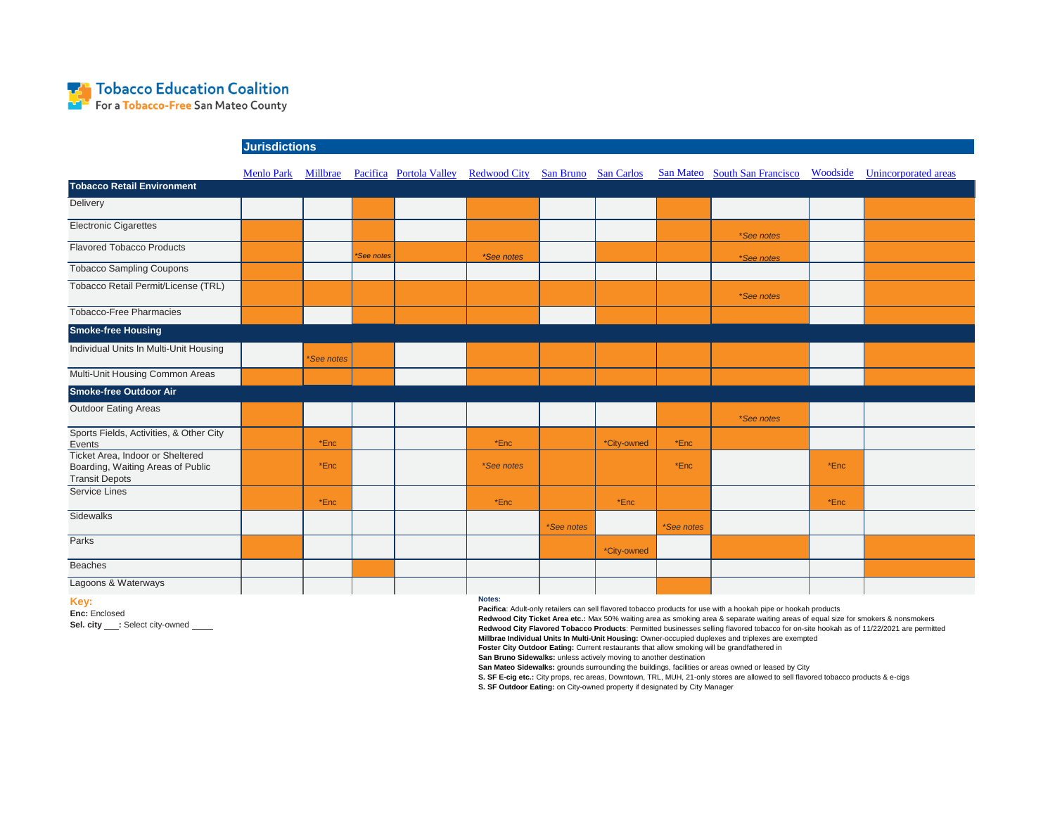**Tobacco Education Coalition**
For a Tobacco-Free San Mateo County

## Jurisdictions

| | Menlo Park | Millbrae | Pacifica | Portola Valley | Redwood City | San Bruno | San Carlos | San Mateo | South San Francisco | Woodside | Unincorporated areas |
|---|---|---|---|---|---|---|---|---|---|---|---|
| **Tobacco Retail Environment** | | | | | | | | | | | |
| Delivery | | | | | | | | | | | |
| Electronic Cigarettes | | | | | | | | | *See notes | | |
| Flavored Tobacco Products | | | *See notes | | *See notes | | | | *See notes | | |
| Tobacco Sampling Coupons | | | | | | | | | | | |
| Tobacco Retail Permit/License (TRL) | | | | | | | | | *See notes | | |
| Tobacco-Free Pharmacies | | | | | | | | | | | |
| **Smoke-free Housing** | | | | | | | | | | | |
| Individual Units In Multi-Unit Housing | | *See notes | | | | | | | | | |
| Multi-Unit Housing Common Areas | | | | | | | | | | | |
| **Smoke-free Outdoor Air** | | | | | | | | | | | |
| Outdoor Eating Areas | | | | | | | | | *See notes | | |
| Sports Fields, Activities, & Other City Events | | *Enc | | | *Enc | | *City-owned | *Enc | | | |
| Ticket Area, Indoor or Sheltered Boarding, Waiting Areas of Public Transit Depots | | *Enc | | | *See notes | | | *Enc | | *Enc | |
| Service Lines | | *Enc | | | *Enc | | *Enc | | | *Enc | |
| Sidewalks | | | | | | *See notes | | *See notes | | | |
| Parks | | | | | | | *City-owned | | | | |
| Beaches | | | | | | | | | | | |
| Lagoons & Waterways | | | | | | | | | | | |

**Key:**
**Enc:** Enclosed
**Sel. city ___:** Select city-owned ____

**Notes:**
**Pacifica**: Adult-only retailers can sell flavored tobacco products for use with a hookah pipe or hookah products
**Redwood City Ticket Area etc.:** Max 50% waiting area as smoking area & separate waiting areas of equal size for smokers & nonsmokers
**Redwood City Flavored Tobacco Products**: Permitted businesses selling flavored tobacco for on-site hookah as of 11/22/2021 are permitted
**Millbrae Individual Units In Multi-Unit Housing:** Owner-occupied duplexes and triplexes are exempted
**Foster City Outdoor Eating:** Current restaurants that allow smoking will be grandfathered in
**San Bruno Sidewalks:** unless actively moving to another destination
**San Mateo Sidewalks:** grounds surrounding the buildings, facilities or areas owned or leased by City
**S. SF E-cig etc.:** City props, rec areas, Downtown, TRL, MUH, 21-only stores are allowed to sell flavored tobacco products & e-cigs
**S. SF Outdoor Eating:** on City-owned property if designated by City Manager